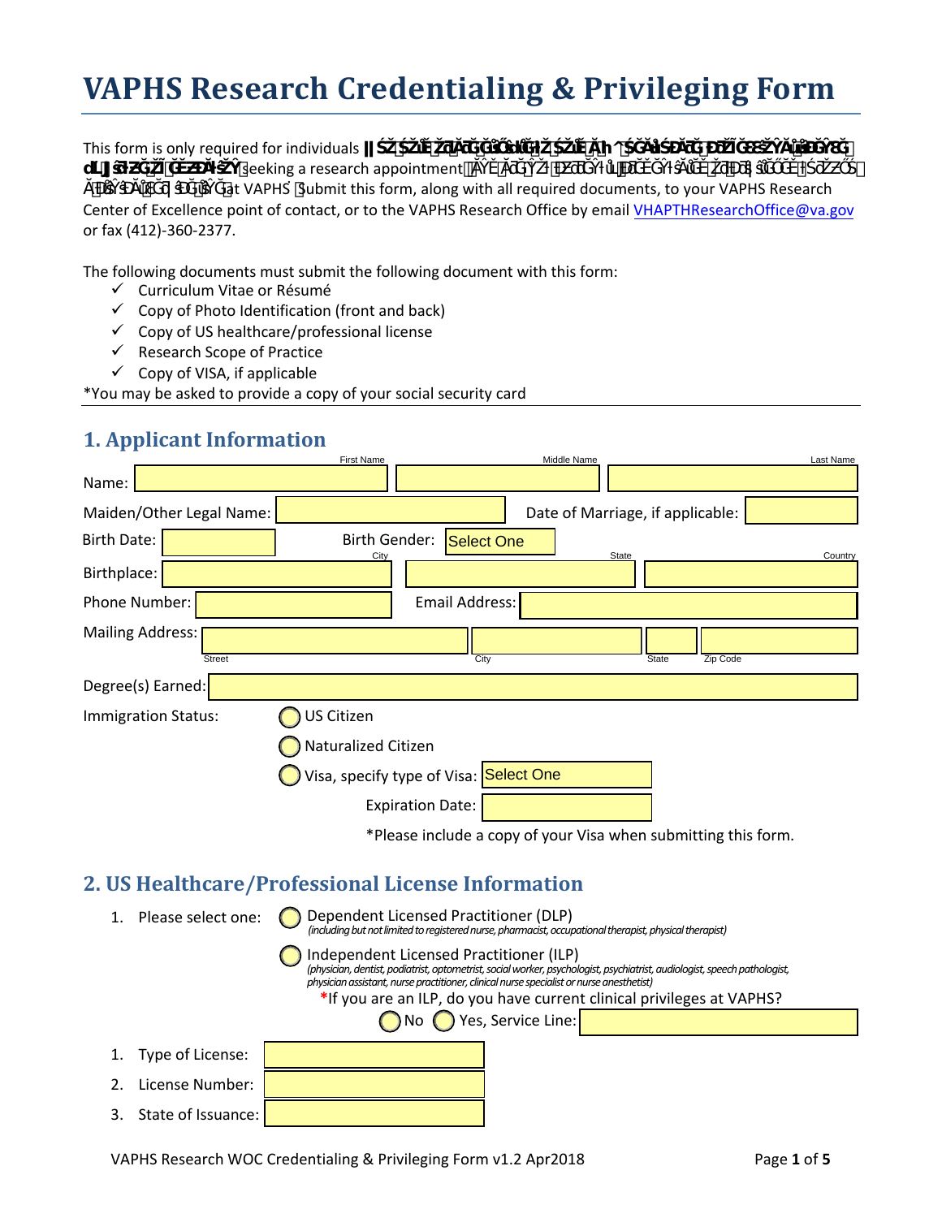# VAPHS Research Credentialing & Privileging Form

This form is only required for individuals ██████████████████████████████ seeking a research appointment ██████████████████████ at VAPHS. Submit this form, along with all required documents, to your VAPHS Research Center of Excellence point of contact, or to the VAPHS Research Office by email VHAPTHResearchOffice@va.gov or fax (412)-360-2377.

The following documents must submit the following document with this form:

- ✓ Curriculum Vitae or Résumé
- ✓ Copy of Photo Identification (front and back)
- ✓ Copy of US healthcare/professional license
- ✓ Research Scope of Practice
- ✓ Copy of VISA, if applicable

*You may be asked to provide a copy of your social security card

## 1. Applicant Information

Name: ______ (First Name) ______ (Middle Name) ______ (Last Name)

Maiden/Other Legal Name: ______ Date of Marriage, if applicable: ______

Birth Date: ______ Birth Gender: Select One

Birthplace: ______ (City) ______ (State) ______ (Country)

Phone Number: ______ Email Address: ______

Mailing Address: ______ (Street) ______ (City) ______ (State) ______ (Zip Code)

Degree(s) Earned: ______

Immigration Status:
- ◯ US Citizen
- ◯ Naturalized Citizen
- ◯ Visa, specify type of Visa: Select One

Expiration Date: ______

*Please include a copy of your Visa when submitting this form.

## 2. US Healthcare/Professional License Information

1. Please select one:
   - ◯ Dependent Licensed Practitioner (DLP) *(including but not limited to registered nurse, pharmacist, occupational therapist, physical therapist)*
   - ◯ Independent Licensed Practitioner (ILP) *(physician, dentist, podiatrist, optometrist, social worker, psychologist, psychiatrist, audiologist, speech pathologist, physician assistant, nurse practitioner, clinical nurse specialist or nurse anesthetist)*

   *If you are an ILP, do you have current clinical privileges at VAPHS?

   ◯ No ◯ Yes, Service Line: ______

1. Type of License: ______
2. License Number: ______
3. State of Issuance: ______

VAPHS Research WOC Credentialing & Privileging Form v1.2 Apr2018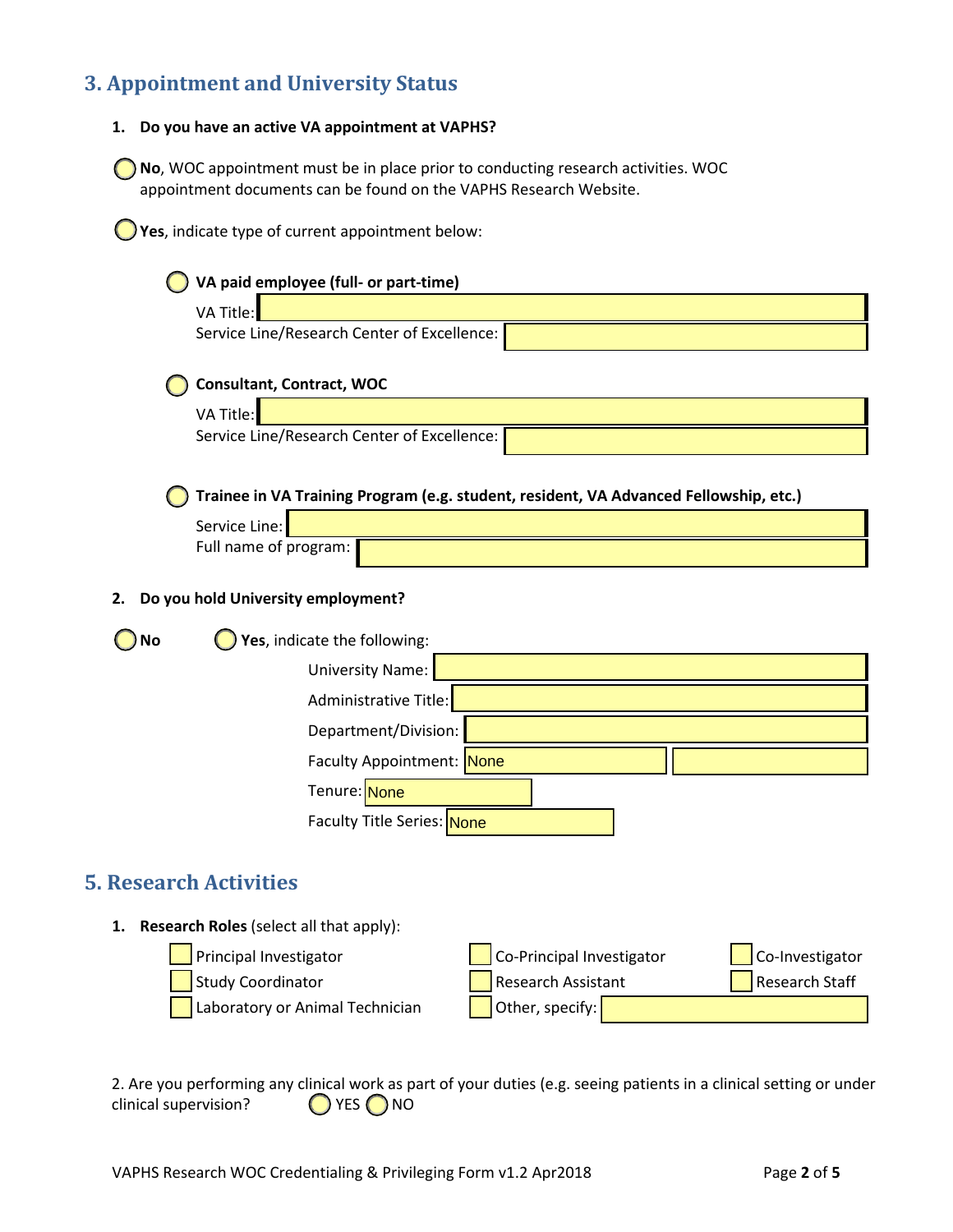## 3. Appointment and University Status

1. **Do you have an active VA appointment at VAPHS?**

◯ **No**, WOC appointment must be in place prior to conducting research activities. WOC appointment documents can be found on the VAPHS Research Website.

◯ **Yes**, indicate type of current appointment below:

◯ **VA paid employee (full- or part-time)**

VA Title:

Service Line/Research Center of Excellence:

◯ **Consultant, Contract, WOC**

VA Title:

Service Line/Research Center of Excellence:

◯ **Trainee in VA Training Program (e.g. student, resident, VA Advanced Fellowship, etc.)**

Service Line:

Full name of program:

2. **Do you hold University employment?**

◯ **No** ◯ **Yes**, indicate the following:

University Name:

Administrative Title:

Department/Division:

Faculty Appointment: None

Tenure: None

Faculty Title Series: None

## 5. Research Activities

1. **Research Roles** (select all that apply):

- ☐ Principal Investigator
- ☐ Co-Principal Investigator
- ☐ Co-Investigator
- ☐ Study Coordinator
- ☐ Research Assistant
- ☐ Research Staff
- ☐ Laboratory or Animal Technician
- ☐ Other, specify:

2. Are you performing any clinical work as part of your duties (e.g. seeing patients in a clinical setting or under clinical supervision? ◯ YES ◯ NO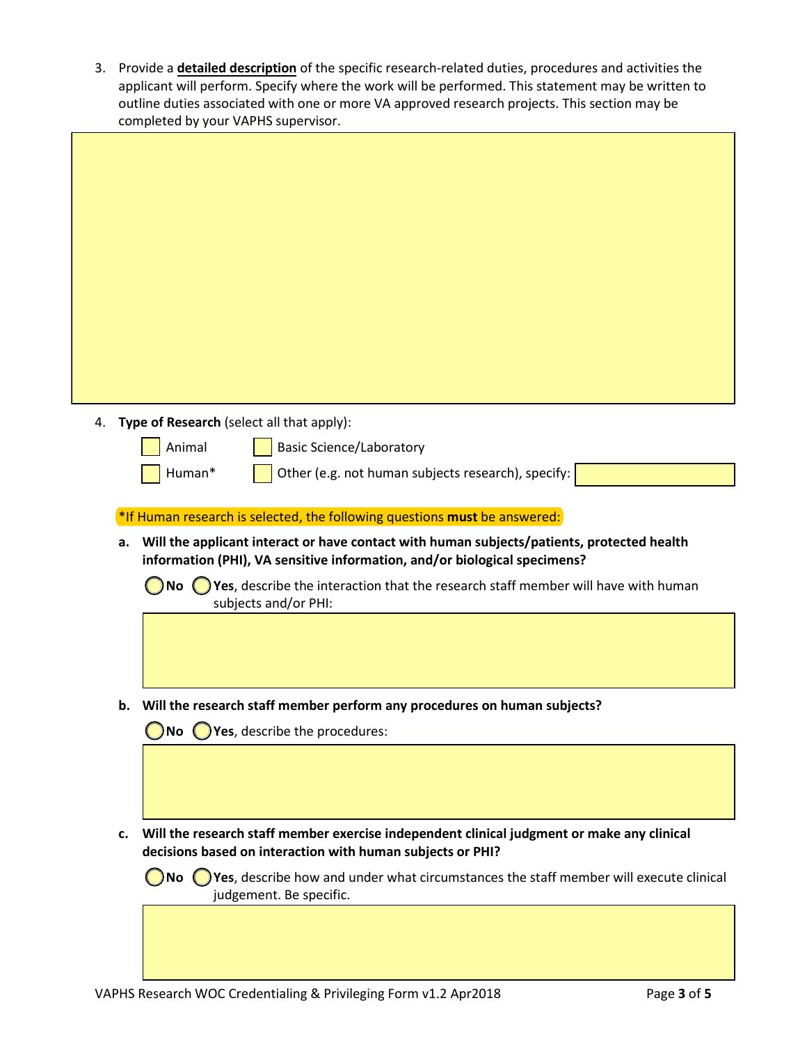3. Provide a **detailed description** of the specific research-related duties, procedures and activities the applicant will perform. Specify where the work will be performed. This statement may be written to outline duties associated with one or more VA approved research projects. This section may be completed by your VAPHS supervisor.

4. **Type of Research** (select all that apply):

   - [ ] Animal
   - [ ] Basic Science/Laboratory
   - [ ] Human*
   - [ ] Other (e.g. not human subjects research), specify:

*If Human research is selected, the following questions **must** be answered:

**a. Will the applicant interact or have contact with human subjects/patients, protected health information (PHI), VA sensitive information, and/or biological specimens?**

◯ **No** ◯ **Yes**, describe the interaction that the research staff member will have with human subjects and/or PHI:

**b. Will the research staff member perform any procedures on human subjects?**

◯ **No** ◯ **Yes**, describe the procedures:

**c. Will the research staff member exercise independent clinical judgment or make any clinical decisions based on interaction with human subjects or PHI?**

◯ **No** ◯ **Yes**, describe how and under what circumstances the staff member will execute clinical judgement. Be specific.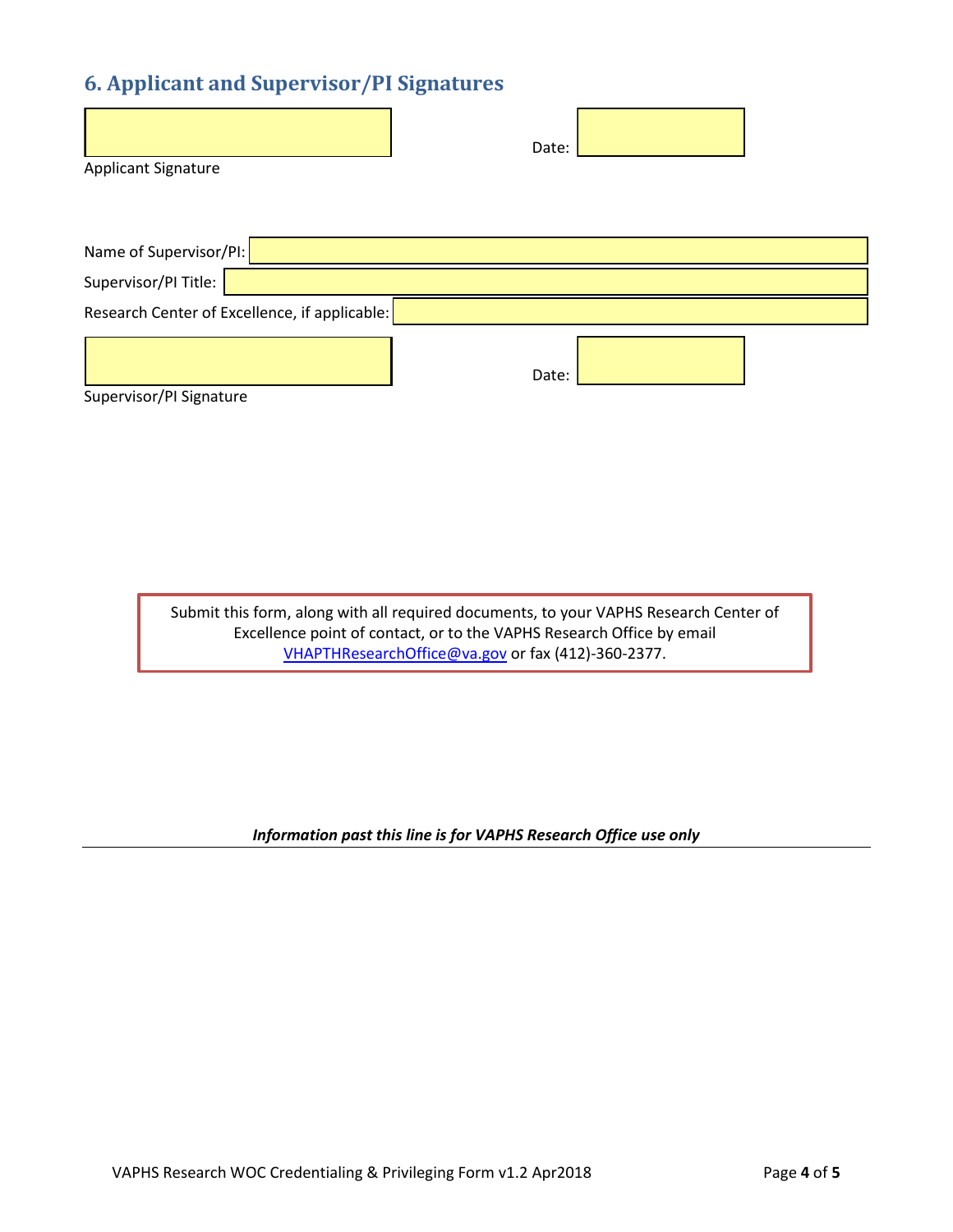## 6. Applicant and Supervisor/PI Signatures

Applicant Signature: ____________________ Date: __________

Name of Supervisor/PI: ____________________

Supervisor/PI Title: ____________________

Research Center of Excellence, if applicable: ____________________

Supervisor/PI Signature: ____________________ Date: __________

Submit this form, along with all required documents, to your VAPHS Research Center of Excellence point of contact, or to the VAPHS Research Office by email VHAPTHResearchOffice@va.gov or fax (412)-360-2377.

***Information past this line is for VAPHS Research Office use only***

---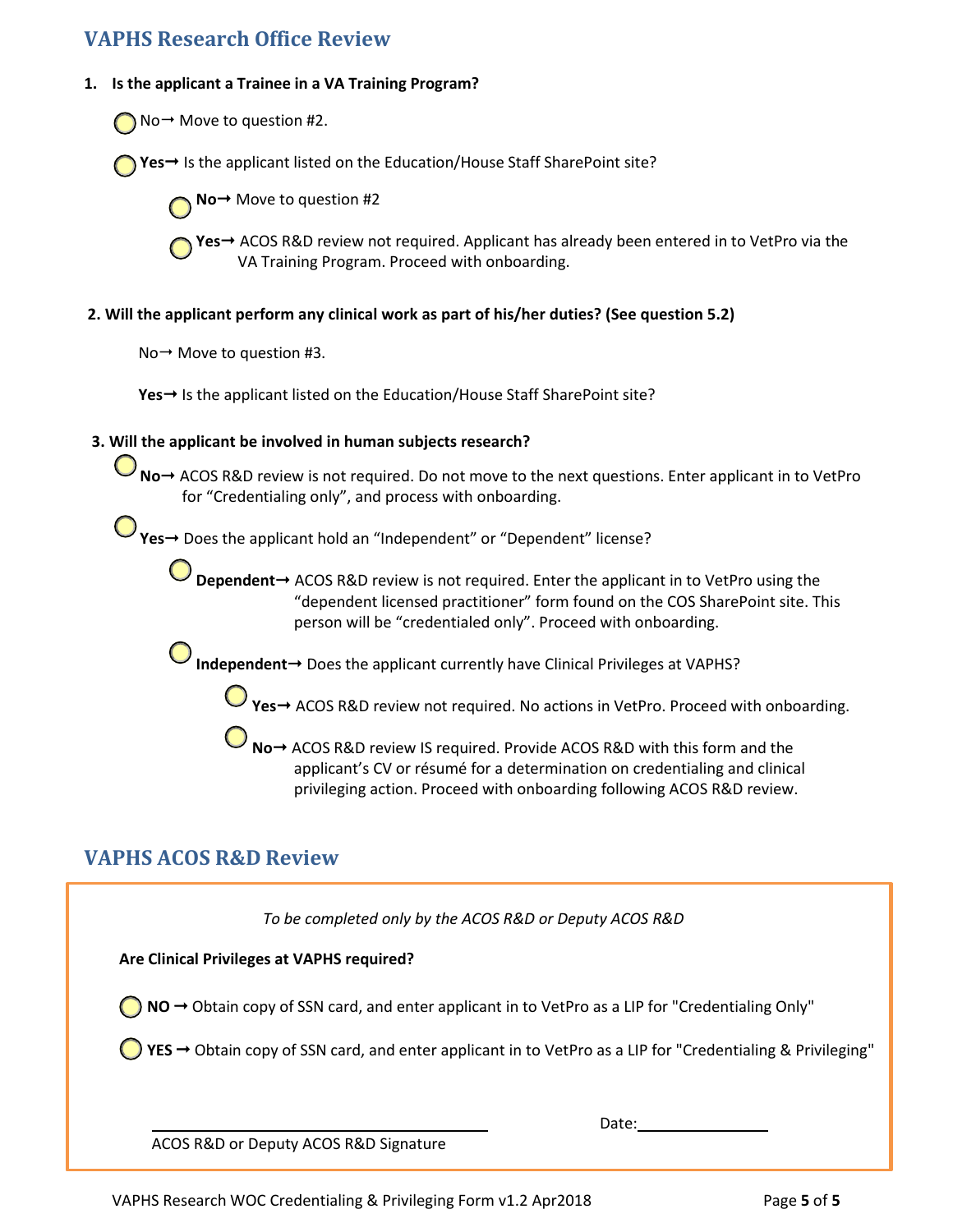## VAPHS Research Office Review

**1. Is the applicant a Trainee in a VA Training Program?**

- No→ Move to question #2.
- **Yes**→ Is the applicant listed on the Education/House Staff SharePoint site?
  - **No**→ Move to question #2
  - **Yes**→ ACOS R&D review not required. Applicant has already been entered in to VetPro via the VA Training Program. Proceed with onboarding.

**2. Will the applicant perform any clinical work as part of his/her duties? (See question 5.2)**

No→ Move to question #3.

Yes→ Is the applicant listed on the Education/House Staff SharePoint site?

**3. Will the applicant be involved in human subjects research?**

- **No**→ ACOS R&D review is not required. Do not move to the next questions. Enter applicant in to VetPro for "Credentialing only", and process with onboarding.
- **Yes**→ Does the applicant hold an "Independent" or "Dependent" license?
  - **Dependent**→ ACOS R&D review is not required. Enter the applicant in to VetPro using the "dependent licensed practitioner" form found on the COS SharePoint site. This person will be "credentialed only". Proceed with onboarding.
  - **Independent**→ Does the applicant currently have Clinical Privileges at VAPHS?
    - **Yes**→ ACOS R&D review not required. No actions in VetPro. Proceed with onboarding.
    - **No**→ ACOS R&D review IS required. Provide ACOS R&D with this form and the applicant's CV or résumé for a determination on credentialing and clinical privileging action. Proceed with onboarding following ACOS R&D review.

## VAPHS ACOS R&D Review

*To be completed only by the ACOS R&D or Deputy ACOS R&D*

**Are Clinical Privileges at VAPHS required?**

- **NO** → Obtain copy of SSN card, and enter applicant in to VetPro as a LIP for "Credentialing Only"
- **YES** → Obtain copy of SSN card, and enter applicant in to VetPro as a LIP for "Credentialing & Privileging"

______________________________ Date:______________

ACOS R&D or Deputy ACOS R&D Signature

VAPHS Research WOC Credentialing & Privileging Form v1.2 Apr2018